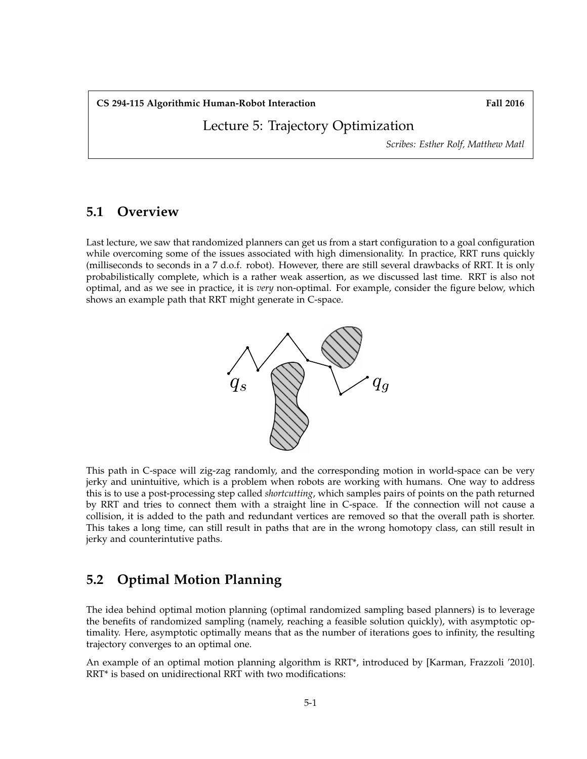**CS 294-115 Algorithmic Human-Robot Interaction** **Fall 2016**

# Lecture 5: Trajectory Optimization

*Scribes: Esther Rolf, Matthew Matl*

## 5.1 Overview

Last lecture, we saw that randomized planners can get us from a start configuration to a goal configuration while overcoming some of the issues associated with high dimensionality. In practice, RRT runs quickly (milliseconds to seconds in a 7 d.o.f. robot). However, there are still several drawbacks of RRT. It is only probabilistically complete, which is a rather weak assertion, as we discussed last time. RRT is also not optimal, and as we see in practice, it is *very* non-optimal. For example, consider the figure below, which shows an example path that RRT might generate in C-space.

This path in C-space will zig-zag randomly, and the corresponding motion in world-space can be very jerky and unintuitive, which is a problem when robots are working with humans. One way to address this is to use a post-processing step called *shortcutting*, which samples pairs of points on the path returned by RRT and tries to connect them with a straight line in C-space. If the connection will not cause a collision, it is added to the path and redundant vertices are removed so that the overall path is shorter. This takes a long time, can still result in paths that are in the wrong homotopy class, can still result in jerky and counterintutive paths.

## 5.2 Optimal Motion Planning

The idea behind optimal motion planning (optimal randomized sampling based planners) is to leverage the benefits of randomized sampling (namely, reaching a feasible solution quickly), with asymptotic optimality. Here, asymptotic optimally means that as the number of iterations goes to infinity, the resulting trajectory converges to an optimal one.

An example of an optimal motion planning algorithm is RRT*, introduced by [Karman, Frazzoli '2010]. RRT* is based on unidirectional RRT with two modifications: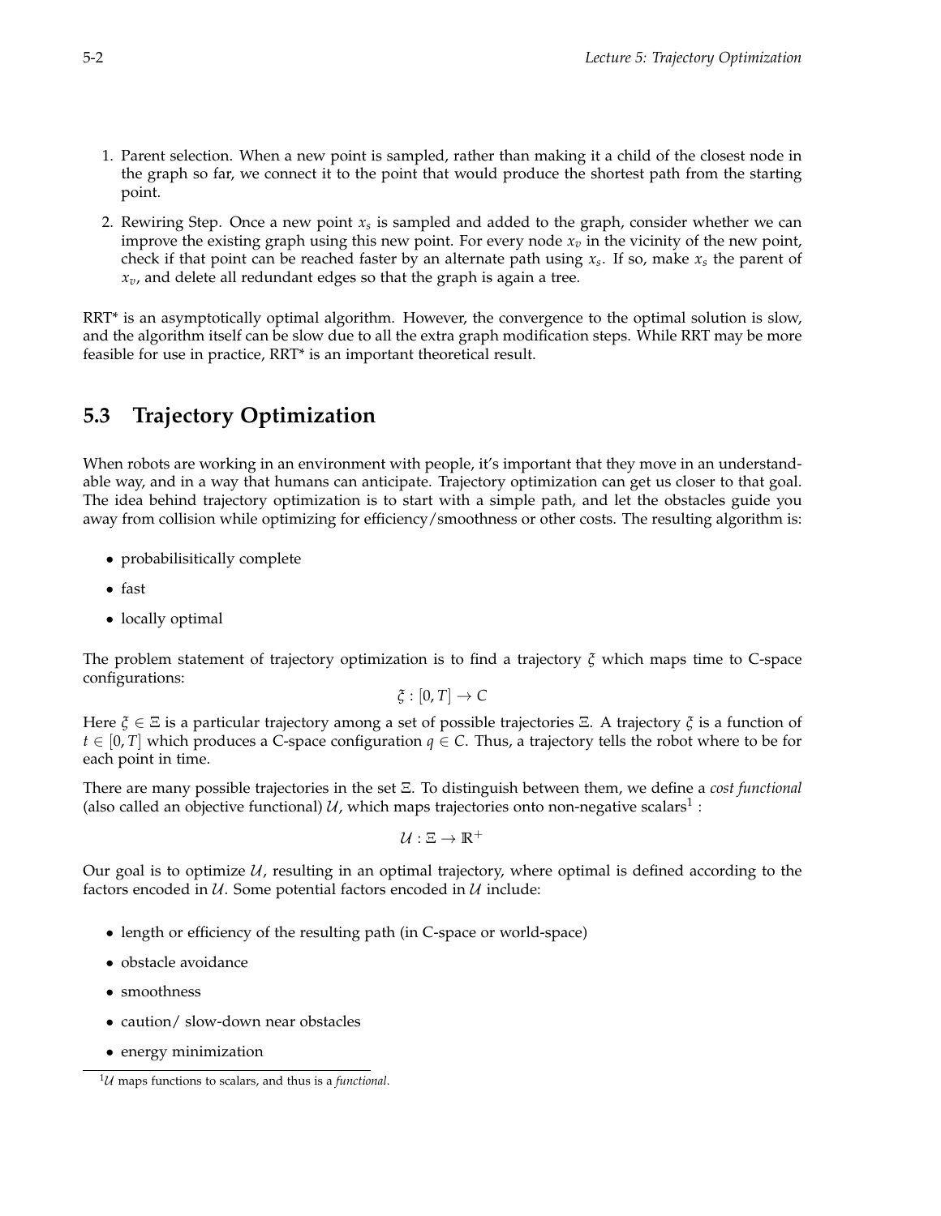1. Parent selection. When a new point is sampled, rather than making it a child of the closest node in the graph so far, we connect it to the point that would produce the shortest path from the starting point.

2. Rewiring Step. Once a new point $x_s$ is sampled and added to the graph, consider whether we can improve the existing graph using this new point. For every node $x_v$ in the vicinity of the new point, check if that point can be reached faster by an alternate path using $x_s$. If so, make $x_s$ the parent of $x_v$, and delete all redundant edges so that the graph is again a tree.

RRT* is an asymptotically optimal algorithm. However, the convergence to the optimal solution is slow, and the algorithm itself can be slow due to all the extra graph modification steps. While RRT may be more feasible for use in practice, RRT* is an important theoretical result.

## 5.3 Trajectory Optimization

When robots are working in an environment with people, it's important that they move in an understandable way, and in a way that humans can anticipate. Trajectory optimization can get us closer to that goal. The idea behind trajectory optimization is to start with a simple path, and let the obstacles guide you away from collision while optimizing for efficiency/smoothness or other costs. The resulting algorithm is:

- probabilisitically complete
- fast
- locally optimal

The problem statement of trajectory optimization is to find a trajectory $\xi$ which maps time to C-space configurations:

$$\xi : [0, T] \rightarrow C$$

Here $\xi \in \Xi$ is a particular trajectory among a set of possible trajectories $\Xi$. A trajectory $\xi$ is a function of $t \in [0, T]$ which produces a C-space configuration $q \in C$. Thus, a trajectory tells the robot where to be for each point in time.

There are many possible trajectories in the set $\Xi$. To distinguish between them, we define a *cost functional* (also called an objective functional) $\mathcal{U}$, which maps trajectories onto non-negative scalars[1] :

$$\mathcal{U} : \Xi \rightarrow \mathbb{R}^+$$

Our goal is to optimize $\mathcal{U}$, resulting in an optimal trajectory, where optimal is defined according to the factors encoded in $\mathcal{U}$. Some potential factors encoded in $\mathcal{U}$ include:

- length or efficiency of the resulting path (in C-space or world-space)
- obstacle avoidance
- smoothness
- caution/ slow-down near obstacles
- energy minimization

[1] $\mathcal{U}$ maps functions to scalars, and thus is a *functional*.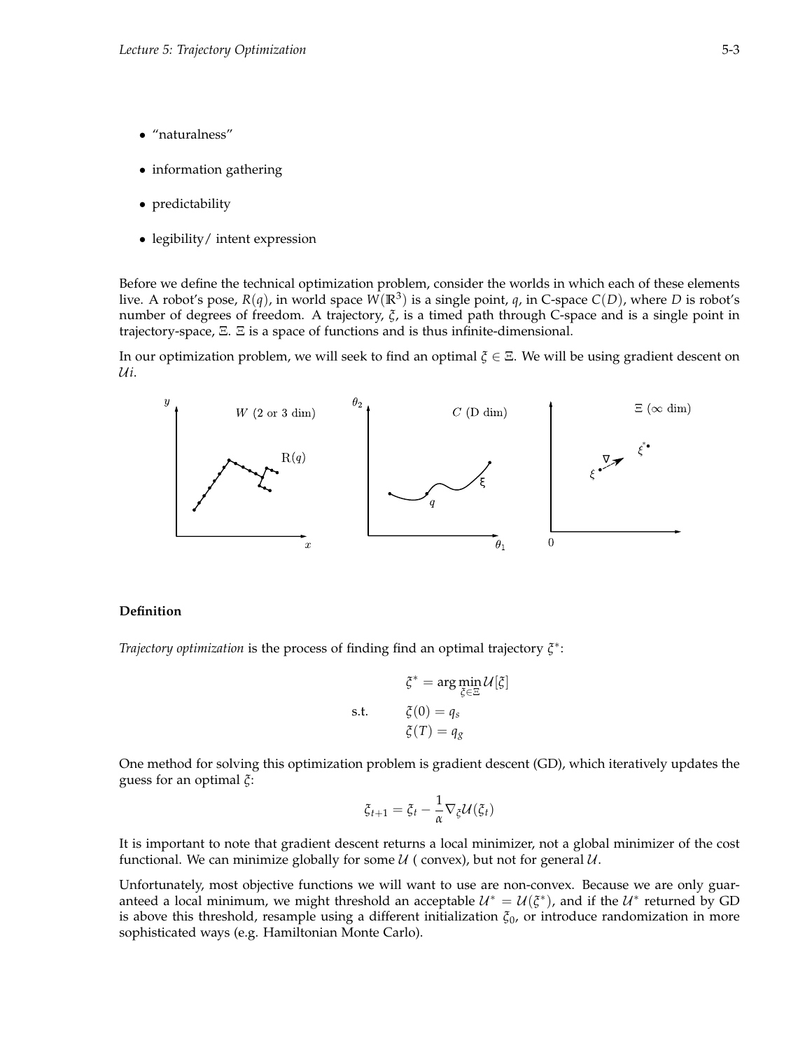- "naturalness"
- information gathering
- predictability
- legibility/ intent expression

Before we define the technical optimization problem, consider the worlds in which each of these elements live. A robot's pose, $R(q)$, in world space $W(\mathbb{R}^3)$ is a single point, $q$, in C-space $C(D)$, where $D$ is robot's number of degrees of freedom. A trajectory, $\xi$, is a timed path through C-space and is a single point in trajectory-space, $\Xi$. $\Xi$ is a space of functions and is thus infinite-dimensional.

In our optimization problem, we will seek to find an optimal $\xi \in \Xi$. We will be using gradient descent on $\mathcal{U}i$.

**Definition**

*Trajectory optimization* is the process of finding find an optimal trajectory $\xi^*$:

$$\xi^* = \arg\min_{\xi \in \Xi} \mathcal{U}[\xi]$$

$$\text{s.t.} \quad \xi(0) = q_s$$

$$\xi(T) = q_g$$

One method for solving this optimization problem is gradient descent (GD), which iteratively updates the guess for an optimal $\xi$:

$$\xi_{t+1} = \xi_t - \frac{1}{\alpha} \nabla_{\xi} \mathcal{U}(\xi_t)$$

It is important to note that gradient descent returns a local minimizer, not a global minimizer of the cost functional. We can minimize globally for some $\mathcal{U}$ ( convex), but not for general $\mathcal{U}$.

Unfortunately, most objective functions we will want to use are non-convex. Because we are only guaranteed a local minimum, we might threshold an acceptable $\mathcal{U}^* = \mathcal{U}(\xi^*)$, and if the $\mathcal{U}^*$ returned by GD is above this threshold, resample using a different initialization $\xi_0$, or introduce randomization in more sophisticated ways (e.g. Hamiltonian Monte Carlo).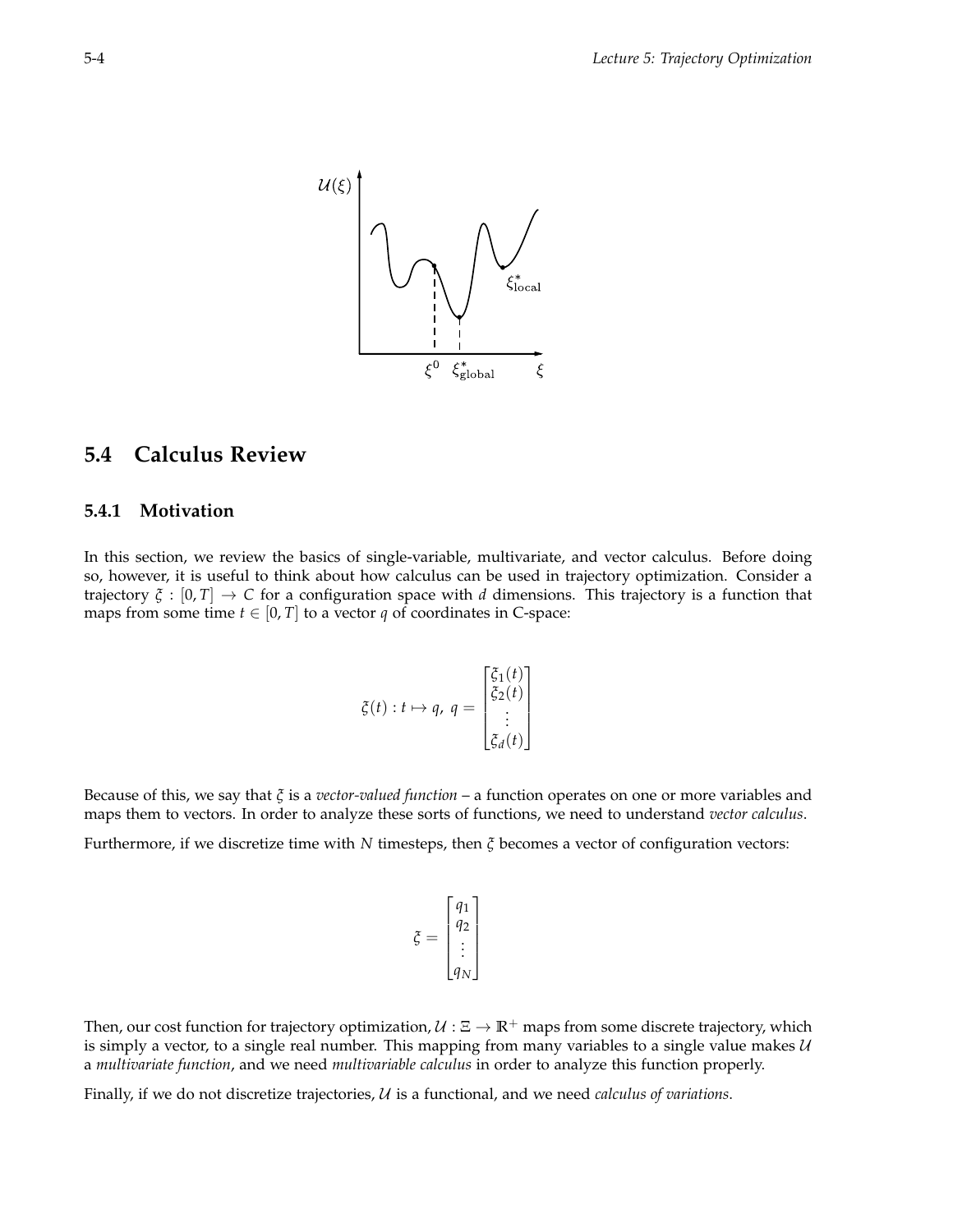## 5.4 Calculus Review

### 5.4.1 Motivation

In this section, we review the basics of single-variable, multivariate, and vector calculus. Before doing so, however, it is useful to think about how calculus can be used in trajectory optimization. Consider a trajectory $\xi : [0, T] \to C$ for a configuration space with $d$ dimensions. This trajectory is a function that maps from some time $t \in [0, T]$ to a vector $q$ of coordinates in C-space:

$$\xi(t) : t \mapsto q, \; q = \begin{bmatrix} \xi_1(t) \\ \xi_2(t) \\ \vdots \\ \xi_d(t) \end{bmatrix}$$

Because of this, we say that $\xi$ is a *vector-valued function* – a function operates on one or more variables and maps them to vectors. In order to analyze these sorts of functions, we need to understand *vector calculus*.

Furthermore, if we discretize time with $N$ timesteps, then $\xi$ becomes a vector of configuration vectors:

$$\xi = \begin{bmatrix} q_1 \\ q_2 \\ \vdots \\ q_N \end{bmatrix}$$

Then, our cost function for trajectory optimization, $\mathcal{U} : \Xi \to \mathbb{R}^+$ maps from some discrete trajectory, which is simply a vector, to a single real number. This mapping from many variables to a single value makes $\mathcal{U}$ a *multivariate function*, and we need *multivariable calculus* in order to analyze this function properly.

Finally, if we do not discretize trajectories, $\mathcal{U}$ is a functional, and we need *calculus of variations*.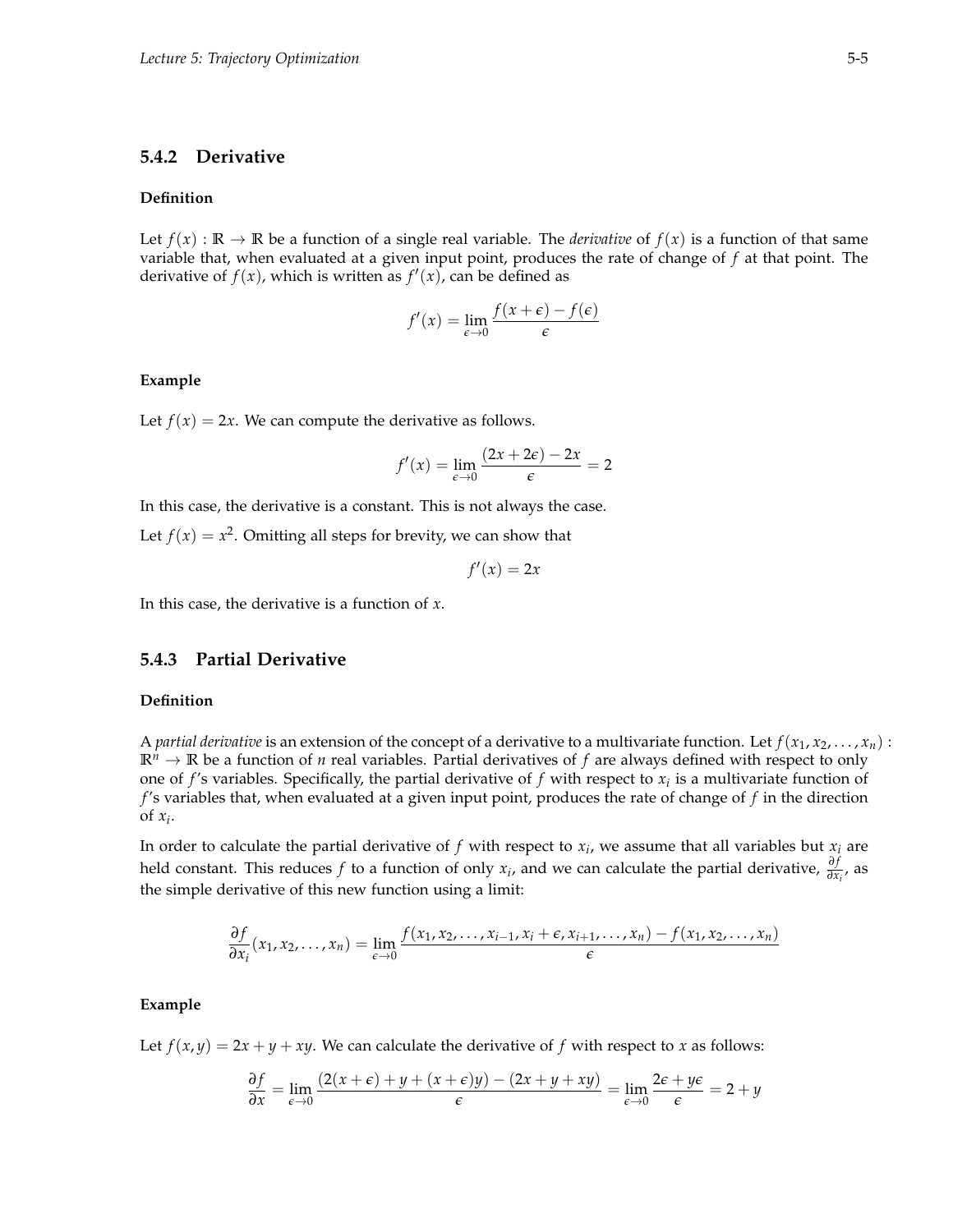### 5.4.2 Derivative

**Definition**

Let $f(x) : \mathbb{R} \rightarrow \mathbb{R}$ be a function of a single real variable. The *derivative* of $f(x)$ is a function of that same variable that, when evaluated at a given input point, produces the rate of change of $f$ at that point. The derivative of $f(x)$, which is written as $f'(x)$, can be defined as

$$f'(x) = \lim_{\epsilon \to 0} \frac{f(x+\epsilon) - f(\epsilon)}{\epsilon}$$

**Example**

Let $f(x) = 2x$. We can compute the derivative as follows.

$$f'(x) = \lim_{\epsilon \to 0} \frac{(2x + 2\epsilon) - 2x}{\epsilon} = 2$$

In this case, the derivative is a constant. This is not always the case.

Let $f(x) = x^2$. Omitting all steps for brevity, we can show that

$$f'(x) = 2x$$

In this case, the derivative is a function of $x$.

### 5.4.3 Partial Derivative

**Definition**

A *partial derivative* is an extension of the concept of a derivative to a multivariate function. Let $f(x_1, x_2, \ldots, x_n) : \mathbb{R}^n \rightarrow \mathbb{R}$ be a function of $n$ real variables. Partial derivatives of $f$ are always defined with respect to only one of $f$'s variables. Specifically, the partial derivative of $f$ with respect to $x_i$ is a multivariate function of $f$'s variables that, when evaluated at a given input point, produces the rate of change of $f$ in the direction of $x_i$.

In order to calculate the partial derivative of $f$ with respect to $x_i$, we assume that all variables but $x_i$ are held constant. This reduces $f$ to a function of only $x_i$, and we can calculate the partial derivative, $\frac{\partial f}{\partial x_i}$, as the simple derivative of this new function using a limit:

$$\frac{\partial f}{\partial x_i}(x_1, x_2, \ldots, x_n) = \lim_{\epsilon \to 0} \frac{f(x_1, x_2, \ldots, x_{i-1}, x_i + \epsilon, x_{i+1}, \ldots, x_n) - f(x_1, x_2, \ldots, x_n)}{\epsilon}$$

**Example**

Let $f(x, y) = 2x + y + xy$. We can calculate the derivative of $f$ with respect to $x$ as follows:

$$\frac{\partial f}{\partial x} = \lim_{\epsilon \to 0} \frac{(2(x+\epsilon) + y + (x+\epsilon)y) - (2x + y + xy)}{\epsilon} = \lim_{\epsilon \to 0} \frac{2\epsilon + y\epsilon}{\epsilon} = 2 + y$$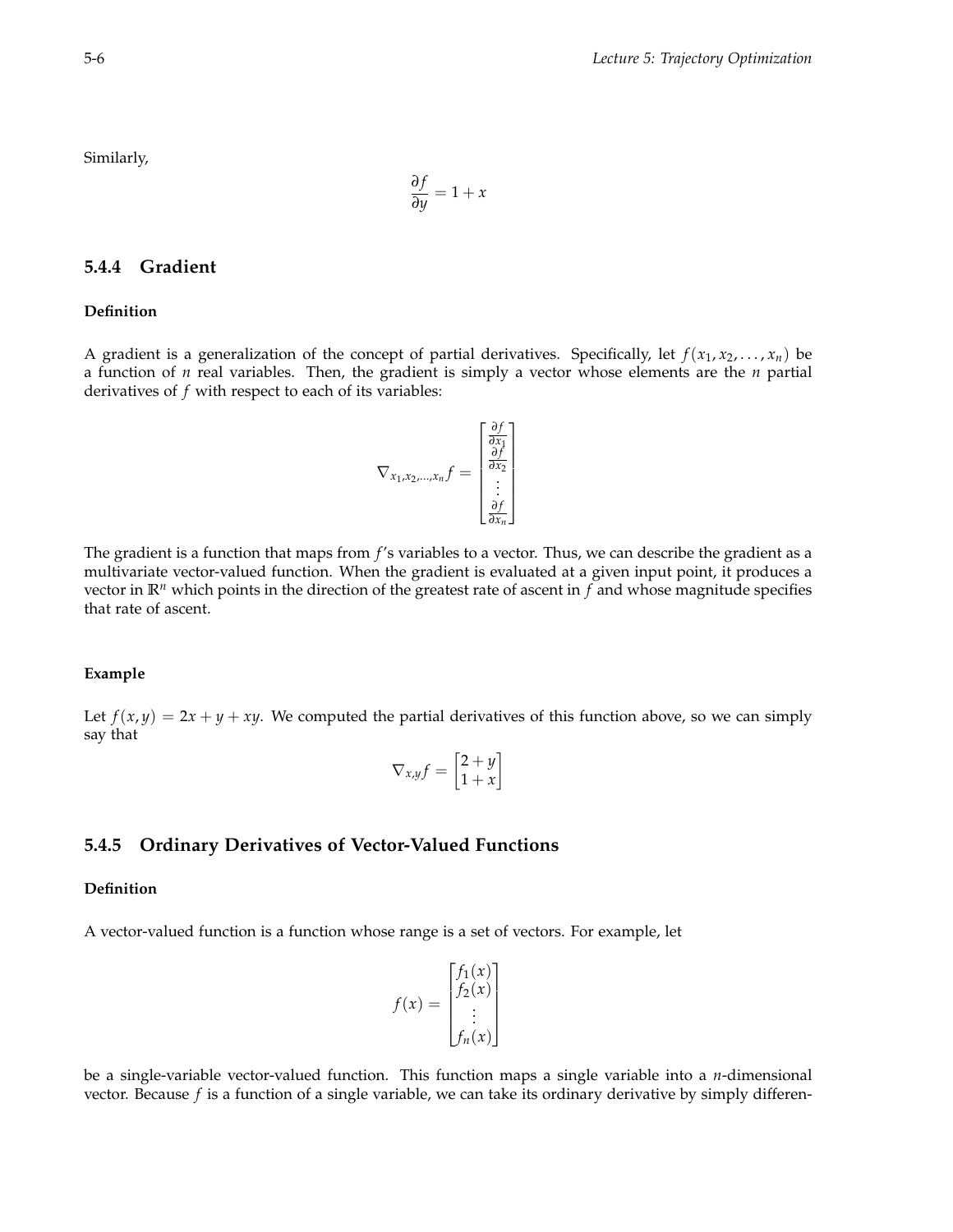Similarly,

$$\frac{\partial f}{\partial y} = 1 + x$$

### 5.4.4 Gradient

**Definition**

A gradient is a generalization of the concept of partial derivatives. Specifically, let $f(x_1, x_2, \ldots, x_n)$ be a function of $n$ real variables. Then, the gradient is simply a vector whose elements are the $n$ partial derivatives of $f$ with respect to each of its variables:

$$\nabla_{x_1, x_2, \ldots, x_n} f = \begin{bmatrix} \frac{\partial f}{\partial x_1} \\ \frac{\partial f}{\partial x_2} \\ \vdots \\ \frac{\partial f}{\partial x_n} \end{bmatrix}$$

The gradient is a function that maps from $f$'s variables to a vector. Thus, we can describe the gradient as a multivariate vector-valued function. When the gradient is evaluated at a given input point, it produces a vector in $\mathbb{R}^n$ which points in the direction of the greatest rate of ascent in $f$ and whose magnitude specifies that rate of ascent.

**Example**

Let $f(x, y) = 2x + y + xy$. We computed the partial derivatives of this function above, so we can simply say that

$$\nabla_{x,y} f = \begin{bmatrix} 2 + y \\ 1 + x \end{bmatrix}$$

### 5.4.5 Ordinary Derivatives of Vector-Valued Functions

**Definition**

A vector-valued function is a function whose range is a set of vectors. For example, let

$$f(x) = \begin{bmatrix} f_1(x) \\ f_2(x) \\ \vdots \\ f_n(x) \end{bmatrix}$$

be a single-variable vector-valued function. This function maps a single variable into a $n$-dimensional vector. Because $f$ is a function of a single variable, we can take its ordinary derivative by simply differen-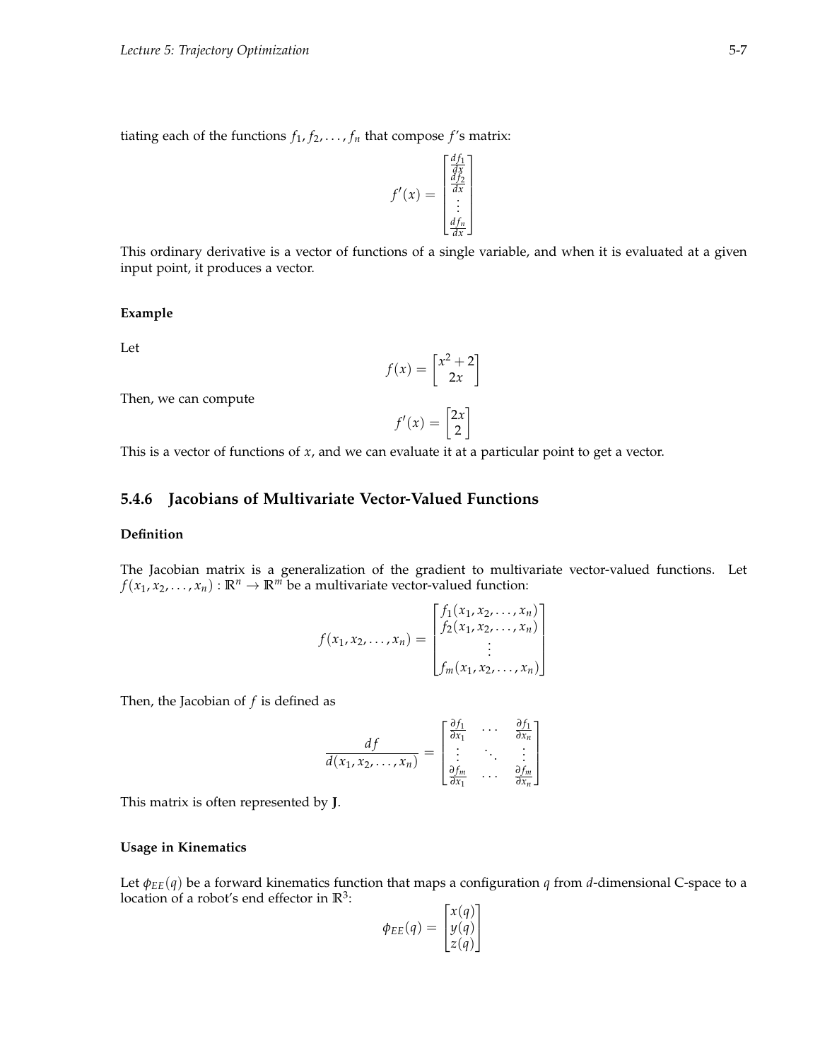tiating each of the functions $f_1, f_2, \ldots, f_n$ that compose $f$'s matrix:

$$f'(x) = \begin{bmatrix} \frac{df_1}{dx} \\ \frac{df_2}{dx} \\ \vdots \\ \frac{df_n}{dx} \end{bmatrix}$$

This ordinary derivative is a vector of functions of a single variable, and when it is evaluated at a given input point, it produces a vector.

#### Example

Let

$$f(x) = \begin{bmatrix} x^2 + 2 \\ 2x \end{bmatrix}$$

Then, we can compute

$$f'(x) = \begin{bmatrix} 2x \\ 2 \end{bmatrix}$$

This is a vector of functions of $x$, and we can evaluate it at a particular point to get a vector.

### 5.4.6 Jacobians of Multivariate Vector-Valued Functions

#### Definition

The Jacobian matrix is a generalization of the gradient to multivariate vector-valued functions. Let $f(x_1, x_2, \ldots, x_n) : \mathbb{R}^n \to \mathbb{R}^m$ be a multivariate vector-valued function:

$$f(x_1, x_2, \ldots, x_n) = \begin{bmatrix} f_1(x_1, x_2, \ldots, x_n) \\ f_2(x_1, x_2, \ldots, x_n) \\ \vdots \\ f_m(x_1, x_2, \ldots, x_n) \end{bmatrix}$$

Then, the Jacobian of $f$ is defined as

$$\frac{df}{d(x_1, x_2, \ldots, x_n)} = \begin{bmatrix} \frac{\partial f_1}{\partial x_1} & \cdots & \frac{\partial f_1}{\partial x_n} \\ \vdots & \ddots & \vdots \\ \frac{\partial f_m}{\partial x_1} & \cdots & \frac{\partial f_m}{\partial x_n} \end{bmatrix}$$

This matrix is often represented by $\mathbf{J}$.

#### Usage in Kinematics

Let $\phi_{EE}(q)$ be a forward kinematics function that maps a configuration $q$ from $d$-dimensional C-space to a location of a robot's end effector in $\mathbb{R}^3$:

$$\phi_{EE}(q) = \begin{bmatrix} x(q) \\ y(q) \\ z(q) \end{bmatrix}$$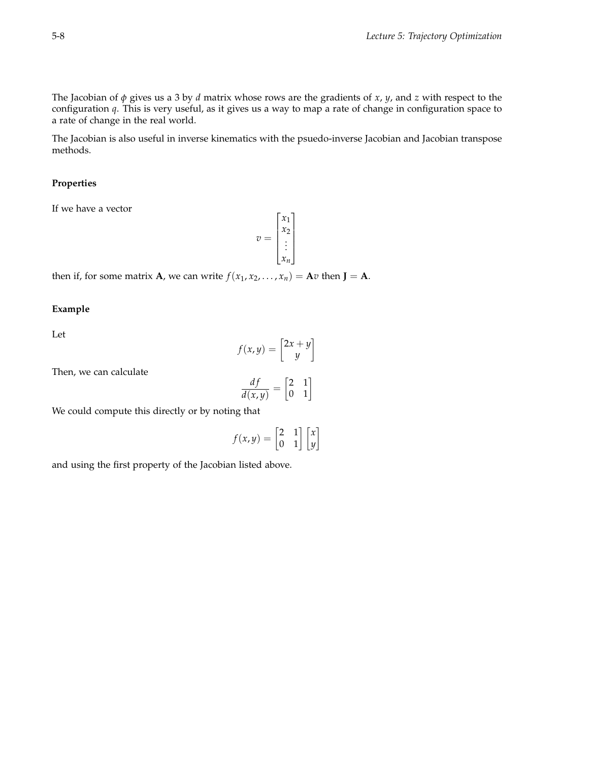The Jacobian of $\phi$ gives us a 3 by $d$ matrix whose rows are the gradients of $x$, $y$, and $z$ with respect to the configuration $q$. This is very useful, as it gives us a way to map a rate of change in configuration space to a rate of change in the real world.

The Jacobian is also useful in inverse kinematics with the psuedo-inverse Jacobian and Jacobian transpose methods.

### Properties

If we have a vector

$$v = \begin{bmatrix} x_1 \\ x_2 \\ \vdots \\ x_n \end{bmatrix}$$

then if, for some matrix $\mathbf{A}$, we can write $f(x_1, x_2, \ldots, x_n) = \mathbf{A}v$ then $\mathbf{J} = \mathbf{A}$.

### Example

Let

$$f(x, y) = \begin{bmatrix} 2x + y \\ y \end{bmatrix}$$

Then, we can calculate

$$\frac{df}{d(x, y)} = \begin{bmatrix} 2 & 1 \\ 0 & 1 \end{bmatrix}$$

We could compute this directly or by noting that

$$f(x, y) = \begin{bmatrix} 2 & 1 \\ 0 & 1 \end{bmatrix} \begin{bmatrix} x \\ y \end{bmatrix}$$

and using the first property of the Jacobian listed above.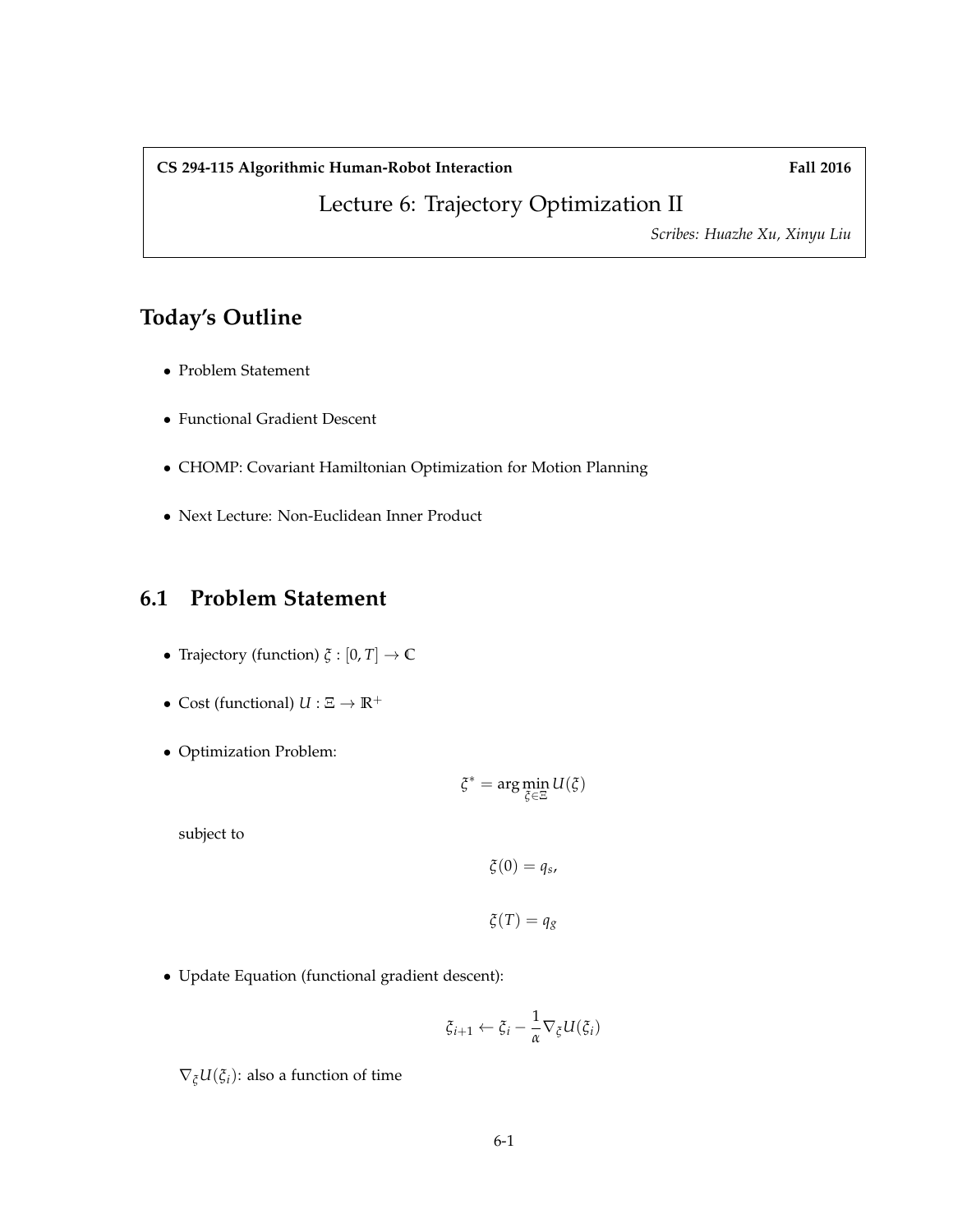**CS 294-115 Algorithmic Human-Robot Interaction** **Fall 2016**

# Lecture 6: Trajectory Optimization II

*Scribes: Huazhe Xu, Xinyu Liu*

## Today's Outline

- Problem Statement
- Functional Gradient Descent
- CHOMP: Covariant Hamiltonian Optimization for Motion Planning
- Next Lecture: Non-Euclidean Inner Product

## 6.1 Problem Statement

- Trajectory (function) $\xi : [0, T] \rightarrow \mathbb{C}$
- Cost (functional) $U : \Xi \rightarrow \mathbb{R}^+$
- Optimization Problem:

$$\xi^* = \arg\min_{\xi \in \Xi} U(\xi)$$

  subject to

$$\xi(0) = q_s,$$

$$\xi(T) = q_g$$

- Update Equation (functional gradient descent):

$$\xi_{i+1} \leftarrow \xi_i - \frac{1}{\alpha} \nabla_\xi U(\xi_i)$$

  $\nabla_\xi U(\xi_i)$: also a function of time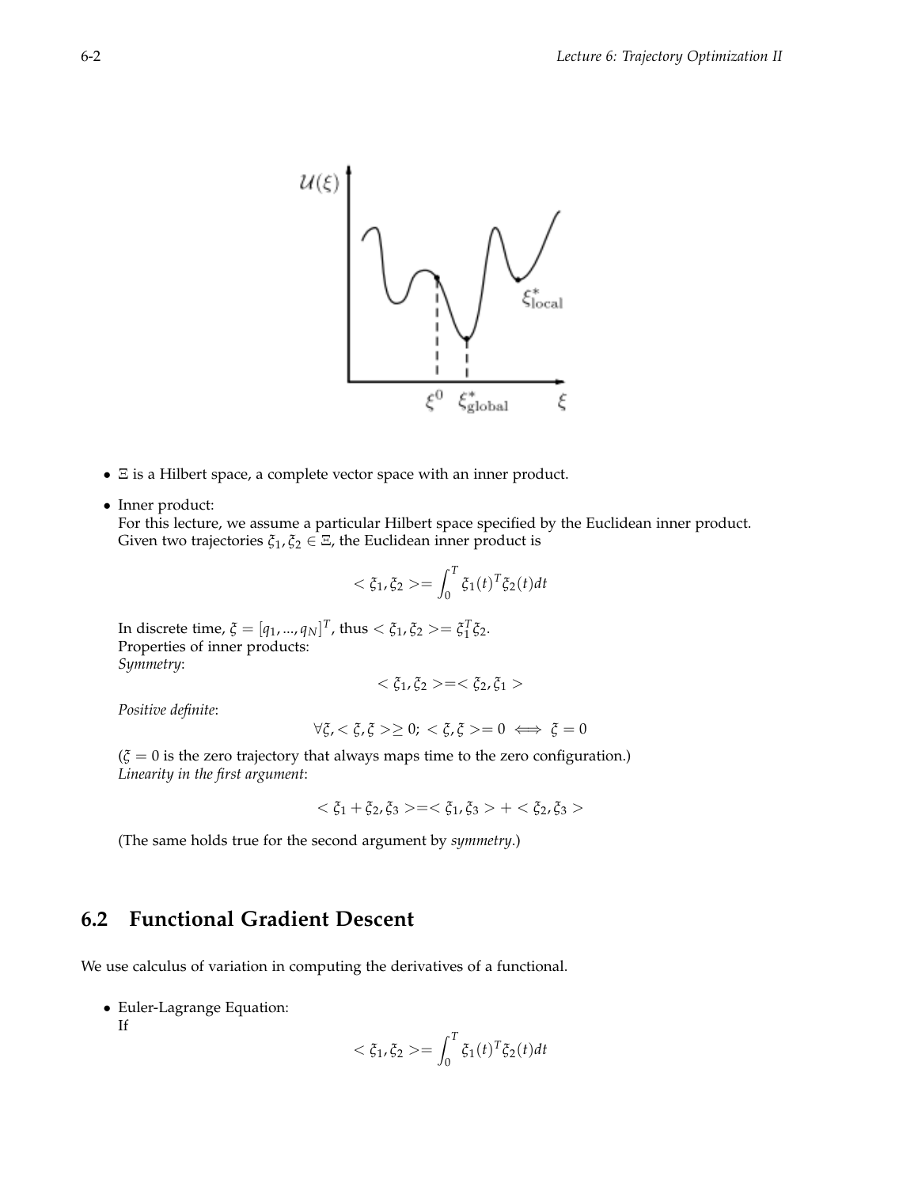- $\Xi$ is a Hilbert space, a complete vector space with an inner product.

- Inner product:
  For this lecture, we assume a particular Hilbert space specified by the Euclidean inner product. Given two trajectories $\xi_1, \xi_2 \in \Xi$, the Euclidean inner product is

  $$< \xi_1, \xi_2 >= \int_0^T \xi_1(t)^T \xi_2(t) dt$$

  In discrete time, $\xi = [q_1, ..., q_N]^T$, thus $< \xi_1, \xi_2 >= \xi_1^T \xi_2$.
  Properties of inner products:
  *Symmetry*:

  $$< \xi_1, \xi_2 >=< \xi_2, \xi_1 >$$

  *Positive definite*:

  $$\forall \xi, < \xi, \xi > \geq 0; \; < \xi, \xi >= 0 \iff \xi = 0$$

  ($\xi = 0$ is the zero trajectory that always maps time to the zero configuration.)
  *Linearity in the first argument*:

  $$< \xi_1 + \xi_2, \xi_3 >=< \xi_1, \xi_3 > + < \xi_2, \xi_3 >$$

  (The same holds true for the second argument by *symmetry*.)

## 6.2 Functional Gradient Descent

We use calculus of variation in computing the derivatives of a functional.

- Euler-Lagrange Equation:
  If

  $$< \xi_1, \xi_2 >= \int_0^T \xi_1(t)^T \xi_2(t) dt$$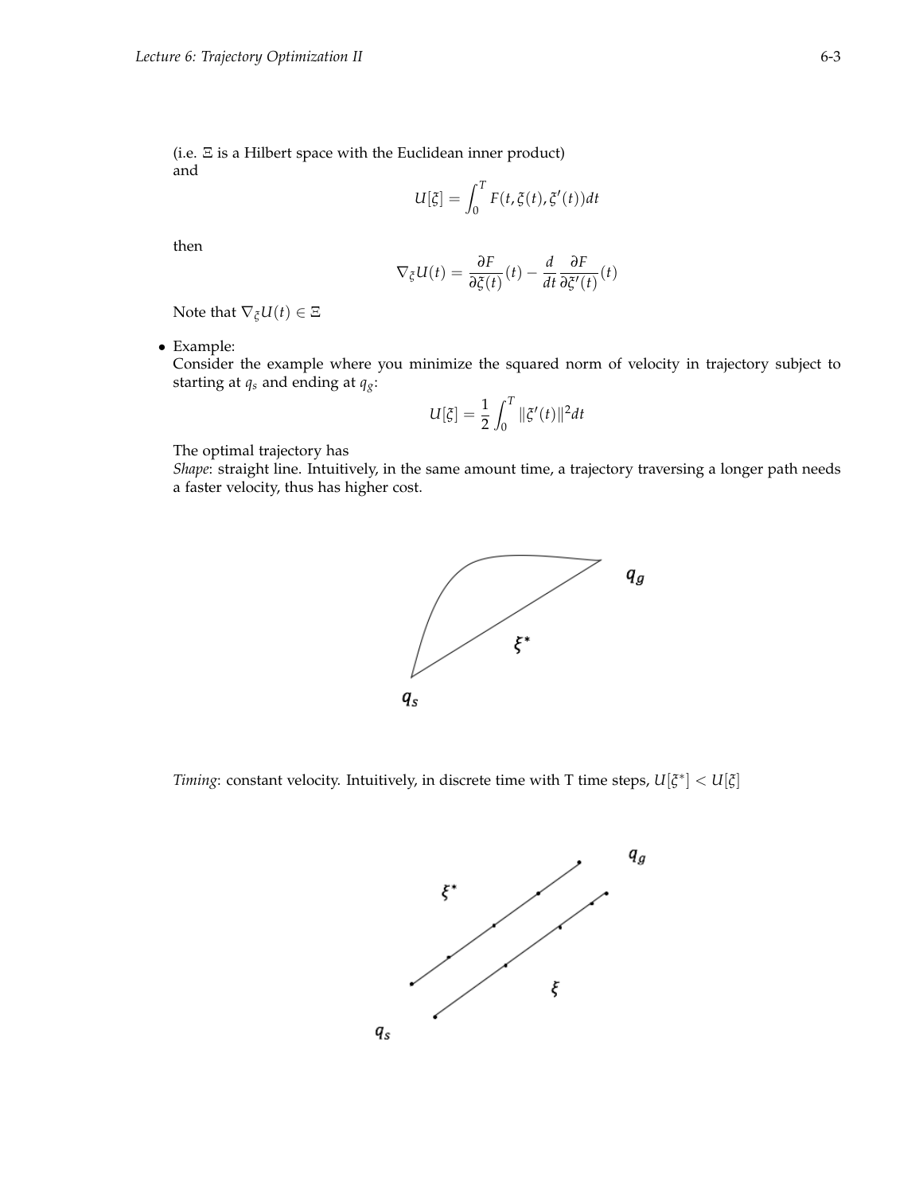(i.e. $\Xi$ is a Hilbert space with the Euclidean inner product)
and

$$U[\xi] = \int_0^T F(t, \xi(t), \xi'(t))dt$$

then

$$\nabla_\xi U(t) = \frac{\partial F}{\partial \xi(t)}(t) - \frac{d}{dt}\frac{\partial F}{\partial \xi'(t)}(t)$$

Note that $\nabla_\xi U(t) \in \Xi$

- Example:
  Consider the example where you minimize the squared norm of velocity in trajectory subject to starting at $q_s$ and ending at $q_g$:

$$U[\xi] = \frac{1}{2}\int_0^T \|\xi'(t)\|^2 dt$$

The optimal trajectory has
*Shape*: straight line. Intuitively, in the same amount time, a trajectory traversing a longer path needs a faster velocity, thus has higher cost.

*Timing*: constant velocity. Intuitively, in discrete time with T time steps, $U[\xi^*] < U[\xi]$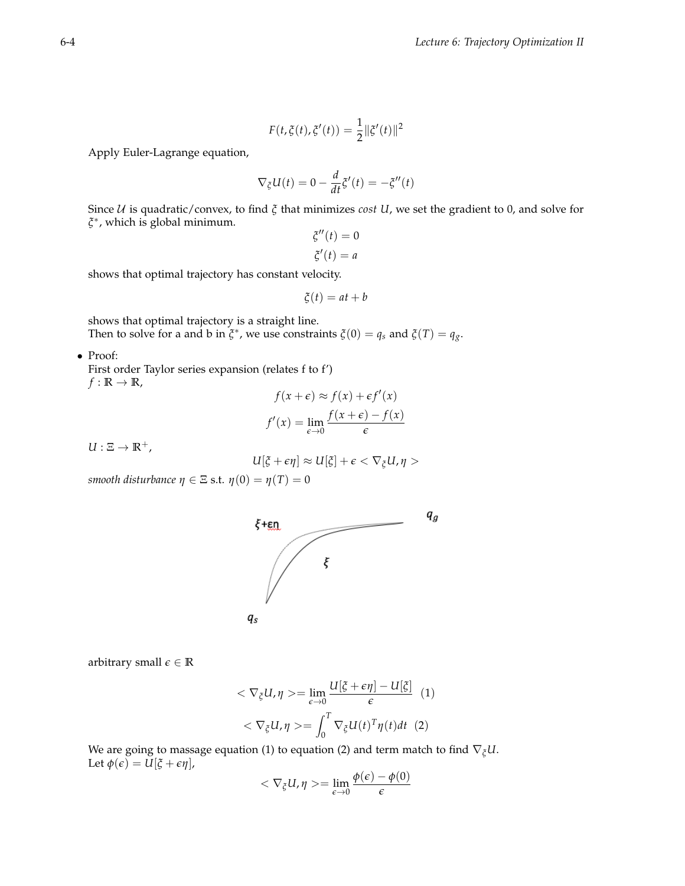$$F(t, \xi(t), \xi'(t)) = \frac{1}{2}\|\xi'(t)\|^2$$

Apply Euler-Lagrange equation,

$$\nabla_\xi U(t) = 0 - \frac{d}{dt}\xi'(t) = -\xi''(t)$$

Since $\mathcal{U}$ is quadratic/convex, to find $\xi$ that minimizes *cost* $U$, we set the gradient to 0, and solve for $\xi^*$, which is global minimum.

$$\xi''(t) = 0$$

$$\xi'(t) = a$$

shows that optimal trajectory has constant velocity.

$$\xi(t) = at + b$$

shows that optimal trajectory is a straight line.
Then to solve for a and b in $\xi^*$, we use constraints $\xi(0) = q_s$ and $\xi(T) = q_g$.

- Proof:
  First order Taylor series expansion (relates f to f')
  $f : \mathbb{R} \to \mathbb{R}$,

$$f(x + \epsilon) \approx f(x) + \epsilon f'(x)$$

$$f'(x) = \lim_{\epsilon \to 0} \frac{f(x + \epsilon) - f(x)}{\epsilon}$$

$U : \Xi \to \mathbb{R}^+$,

$$U[\xi + \epsilon\eta] \approx U[\xi] + \epsilon < \nabla_\xi U, \eta >$$

*smooth disturbance* $\eta \in \Xi$ s.t. $\eta(0) = \eta(T) = 0$

arbitrary small $\epsilon \in \mathbb{R}$

$$< \nabla_\xi U, \eta >= \lim_{\epsilon \to 0} \frac{U[\xi + \epsilon\eta] - U[\xi]}{\epsilon} \quad (1)$$

$$< \nabla_\xi U, \eta >= \int_0^T \nabla_\xi U(t)^T \eta(t) dt \quad (2)$$

We are going to massage equation (1) to equation (2) and term match to find $\nabla_\xi U$.
Let $\phi(\epsilon) = U[\xi + \epsilon\eta]$,

$$< \nabla_\xi U, \eta >= \lim_{\epsilon \to 0} \frac{\phi(\epsilon) - \phi(0)}{\epsilon}$$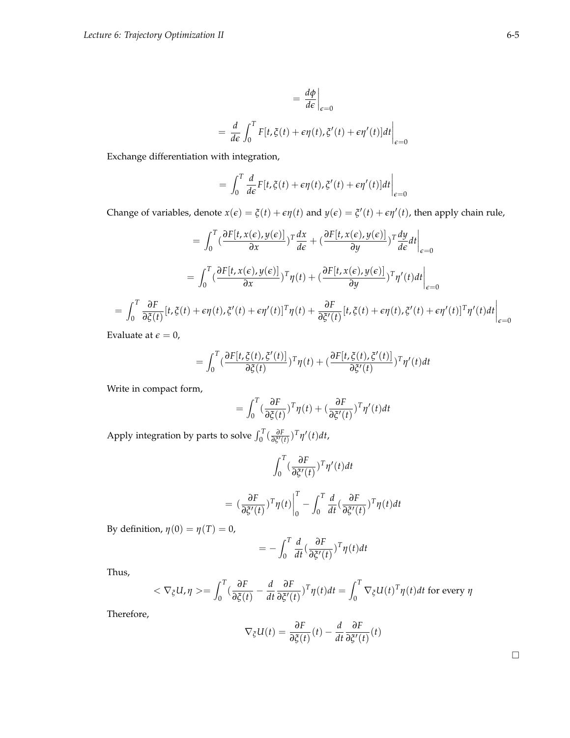$$= \frac{d\phi}{d\epsilon}\bigg|_{\epsilon=0}$$

$$= \frac{d}{d\epsilon}\int_0^T F[t, \xi(t) + \epsilon\eta(t), \xi'(t) + \epsilon\eta'(t)]dt\bigg|_{\epsilon=0}$$

Exchange differentiation with integration,

$$= \int_0^T \frac{d}{d\epsilon} F[t, \xi(t) + \epsilon\eta(t), \xi'(t) + \epsilon\eta'(t)]dt\bigg|_{\epsilon=0}$$

Change of variables, denote $x(\epsilon) = \xi(t) + \epsilon\eta(t)$ and $y(\epsilon) = \xi'(t) + \epsilon\eta'(t)$, then apply chain rule,

$$= \int_0^T (\frac{\partial F[t, x(\epsilon), y(\epsilon)]}{\partial x})^T \frac{dx}{d\epsilon} + (\frac{\partial F[t, x(\epsilon), y(\epsilon)]}{\partial y})^T \frac{dy}{d\epsilon} dt\bigg|_{\epsilon=0}$$

$$= \int_0^T (\frac{\partial F[t, x(\epsilon), y(\epsilon)]}{\partial x})^T \eta(t) + (\frac{\partial F[t, x(\epsilon), y(\epsilon)]}{\partial y})^T \eta'(t) dt\bigg|_{\epsilon=0}$$

$$= \int_0^T \frac{\partial F}{\partial \xi(t)}[t, \xi(t) + \epsilon\eta(t), \xi'(t) + \epsilon\eta'(t)]^T \eta(t) + \frac{\partial F}{\partial \xi'(t)}[t, \xi(t) + \epsilon\eta(t), \xi'(t) + \epsilon\eta'(t)]^T \eta'(t) dt\bigg|_{\epsilon=0}$$

Evaluate at $\epsilon = 0$,

$$= \int_0^T (\frac{\partial F[t, \xi(t), \xi'(t)]}{\partial \xi(t)})^T \eta(t) + (\frac{\partial F[t, \xi(t), \xi'(t)]}{\partial \xi'(t)})^T \eta'(t) dt$$

Write in compact form,

$$= \int_0^T (\frac{\partial F}{\partial \xi(t)})^T \eta(t) + (\frac{\partial F}{\partial \xi'(t)})^T \eta'(t) dt$$

Apply integration by parts to solve $\int_0^T (\frac{\partial F}{\partial \xi'(t)})^T \eta'(t) dt$,

$$\int_0^T (\frac{\partial F}{\partial \xi'(t)})^T \eta'(t) dt$$

$$= (\frac{\partial F}{\partial \xi'(t)})^T \eta(t)\bigg|_0^T - \int_0^T \frac{d}{dt}(\frac{\partial F}{\partial \xi'(t)})^T \eta(t) dt$$

By definition, $\eta(0) = \eta(T) = 0$,

$$= -\int_0^T \frac{d}{dt}(\frac{\partial F}{\partial \xi'(t)})^T \eta(t) dt$$

Thus,

$$< \nabla_\xi U, \eta > = \int_0^T (\frac{\partial F}{\partial \xi(t)} - \frac{d}{dt}\frac{\partial F}{\partial \xi'(t)})^T \eta(t) dt = \int_0^T \nabla_\xi U(t)^T \eta(t) dt \text{ for every } \eta$$

Therefore,

$$\nabla_\xi U(t) = \frac{\partial F}{\partial \xi(t)}(t) - \frac{d}{dt}\frac{\partial F}{\partial \xi'(t)}(t)$$

□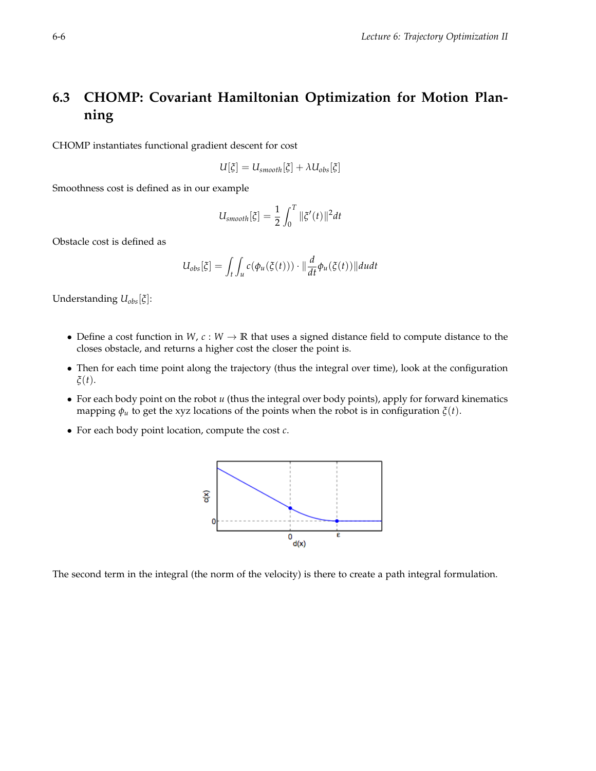## 6.3 CHOMP: Covariant Hamiltonian Optimization for Motion Planning

CHOMP instantiates functional gradient descent for cost

$$U[\xi] = U_{smooth}[\xi] + \lambda U_{obs}[\xi]$$

Smoothness cost is defined as in our example

$$U_{smooth}[\xi] = \frac{1}{2}\int_0^T \|\xi'(t)\|^2 dt$$

Obstacle cost is defined as

$$U_{obs}[\xi] = \int_t \int_u c(\phi_u(\xi(t))) \cdot \|\frac{d}{dt}\phi_u(\xi(t))\| du dt$$

Understanding $U_{obs}[\xi]$:

- Define a cost function in $W$, $c : W \to \mathbb{R}$ that uses a signed distance field to compute distance to the closes obstacle, and returns a higher cost the closer the point is.
- Then for each time point along the trajectory (thus the integral over time), look at the configuration $\xi(t)$.
- For each body point on the robot $u$ (thus the integral over body points), apply for forward kinematics mapping $\phi_u$ to get the xyz locations of the points when the robot is in configuration $\xi(t)$.
- For each body point location, compute the cost $c$.

c(x)
0
0
ε
d(x)

The second term in the integral (the norm of the velocity) is there to create a path integral formulation.